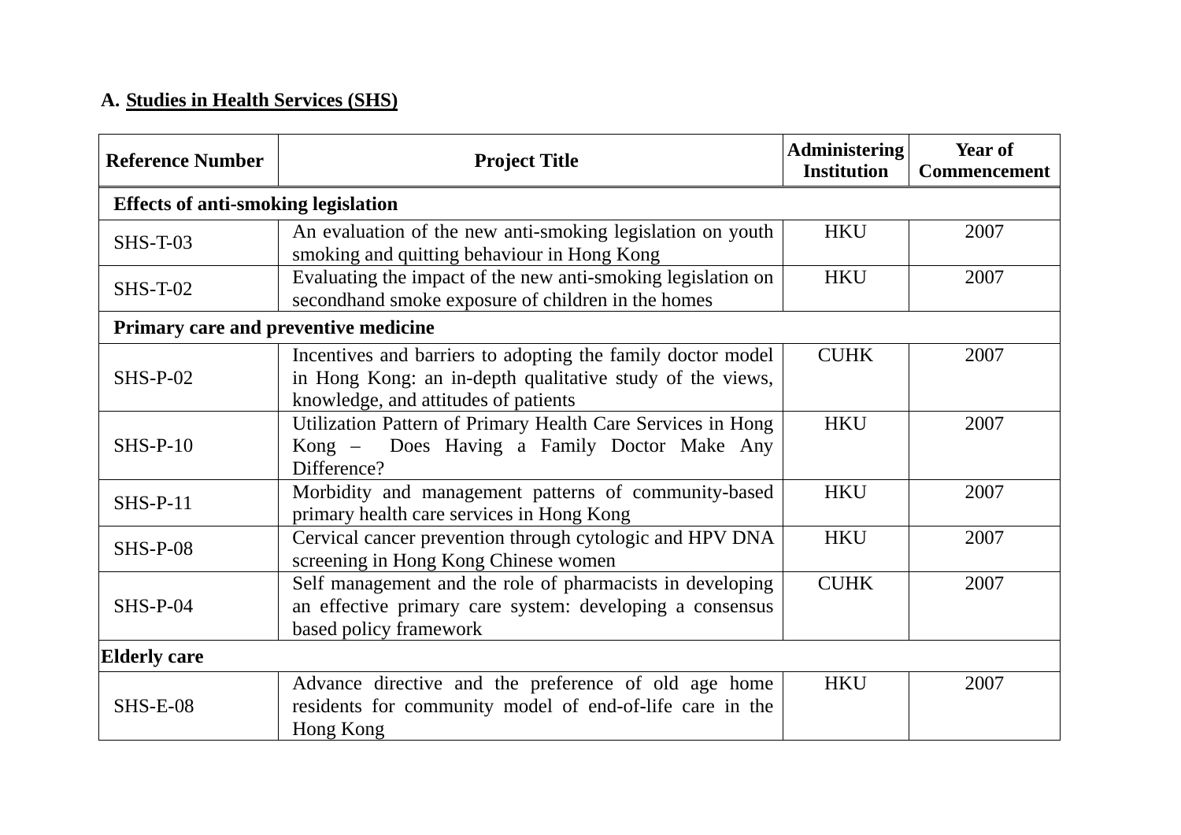## A. Studies in Health Services (SHS)

| Reference Number | Project Title | Administering Institution | Year of Commencement |
|---|---|---|---|
| **Effects of anti-smoking legislation** | | | |
| SHS-T-03 | An evaluation of the new anti-smoking legislation on youth smoking and quitting behaviour in Hong Kong | HKU | 2007 |
| SHS-T-02 | Evaluating the impact of the new anti-smoking legislation on secondhand smoke exposure of children in the homes | HKU | 2007 |
| **Primary care and preventive medicine** | | | |
| SHS-P-02 | Incentives and barriers to adopting the family doctor model in Hong Kong: an in-depth qualitative study of the views, knowledge, and attitudes of patients | CUHK | 2007 |
| SHS-P-10 | Utilization Pattern of Primary Health Care Services in Hong Kong – Does Having a Family Doctor Make Any Difference? | HKU | 2007 |
| SHS-P-11 | Morbidity and management patterns of community-based primary health care services in Hong Kong | HKU | 2007 |
| SHS-P-08 | Cervical cancer prevention through cytologic and HPV DNA screening in Hong Kong Chinese women | HKU | 2007 |
| SHS-P-04 | Self management and the role of pharmacists in developing an effective primary care system: developing a consensus based policy framework | CUHK | 2007 |
| **Elderly care** | | | |
| SHS-E-08 | Advance directive and the preference of old age home residents for community model of end-of-life care in the Hong Kong | HKU | 2007 |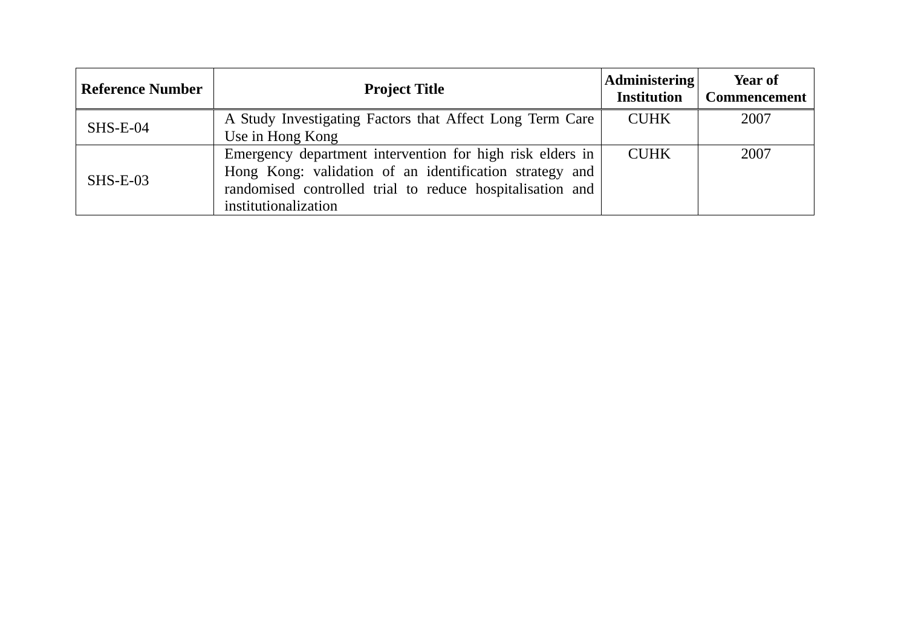| Reference Number | Project Title | Administering Institution | Year of Commencement |
| --- | --- | --- | --- |
| SHS-E-04 | A Study Investigating Factors that Affect Long Term Care Use in Hong Kong | CUHK | 2007 |
| SHS-E-03 | Emergency department intervention for high risk elders in Hong Kong: validation of an identification strategy and randomised controlled trial to reduce hospitalisation and institutionalization | CUHK | 2007 |